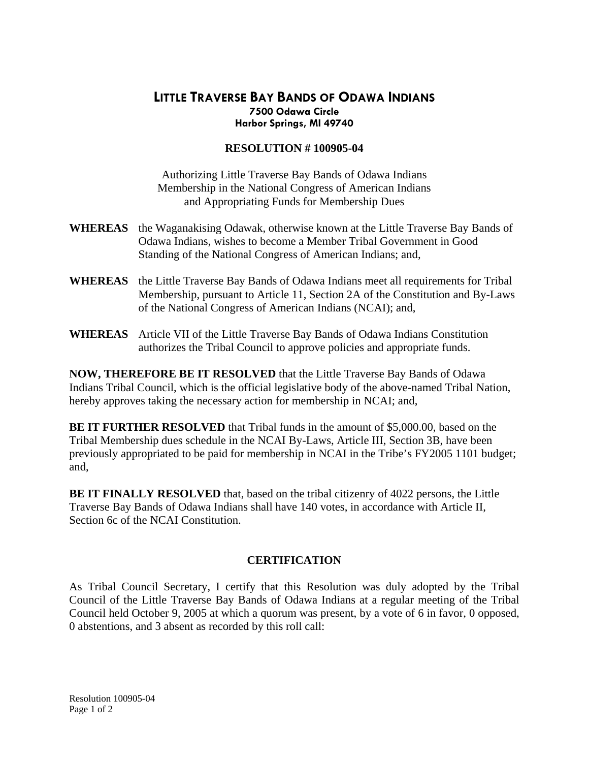# LITTLE TRAVERSE BAY BANDS OF ODAWA INDIANS

**7500 Odawa Circle**
**Harbor Springs, MI 49740**

## RESOLUTION # 100905-04

Authorizing Little Traverse Bay Bands of Odawa Indians
Membership in the National Congress of American Indians
and Appropriating Funds for Membership Dues

**WHEREAS** the Waganakising Odawak, otherwise known at the Little Traverse Bay Bands of Odawa Indians, wishes to become a Member Tribal Government in Good Standing of the National Congress of American Indians; and,

**WHEREAS** the Little Traverse Bay Bands of Odawa Indians meet all requirements for Tribal Membership, pursuant to Article 11, Section 2A of the Constitution and By-Laws of the National Congress of American Indians (NCAI); and,

**WHEREAS** Article VII of the Little Traverse Bay Bands of Odawa Indians Constitution authorizes the Tribal Council to approve policies and appropriate funds.

**NOW, THEREFORE BE IT RESOLVED** that the Little Traverse Bay Bands of Odawa Indians Tribal Council, which is the official legislative body of the above-named Tribal Nation, hereby approves taking the necessary action for membership in NCAI; and,

**BE IT FURTHER RESOLVED** that Tribal funds in the amount of $5,000.00, based on the Tribal Membership dues schedule in the NCAI By-Laws, Article III, Section 3B, have been previously appropriated to be paid for membership in NCAI in the Tribe's FY2005 1101 budget; and,

**BE IT FINALLY RESOLVED** that, based on the tribal citizenry of 4022 persons, the Little Traverse Bay Bands of Odawa Indians shall have 140 votes, in accordance with Article II, Section 6c of the NCAI Constitution.

## CERTIFICATION

As Tribal Council Secretary, I certify that this Resolution was duly adopted by the Tribal Council of the Little Traverse Bay Bands of Odawa Indians at a regular meeting of the Tribal Council held October 9, 2005 at which a quorum was present, by a vote of 6 in favor, 0 opposed, 0 abstentions, and 3 absent as recorded by this roll call: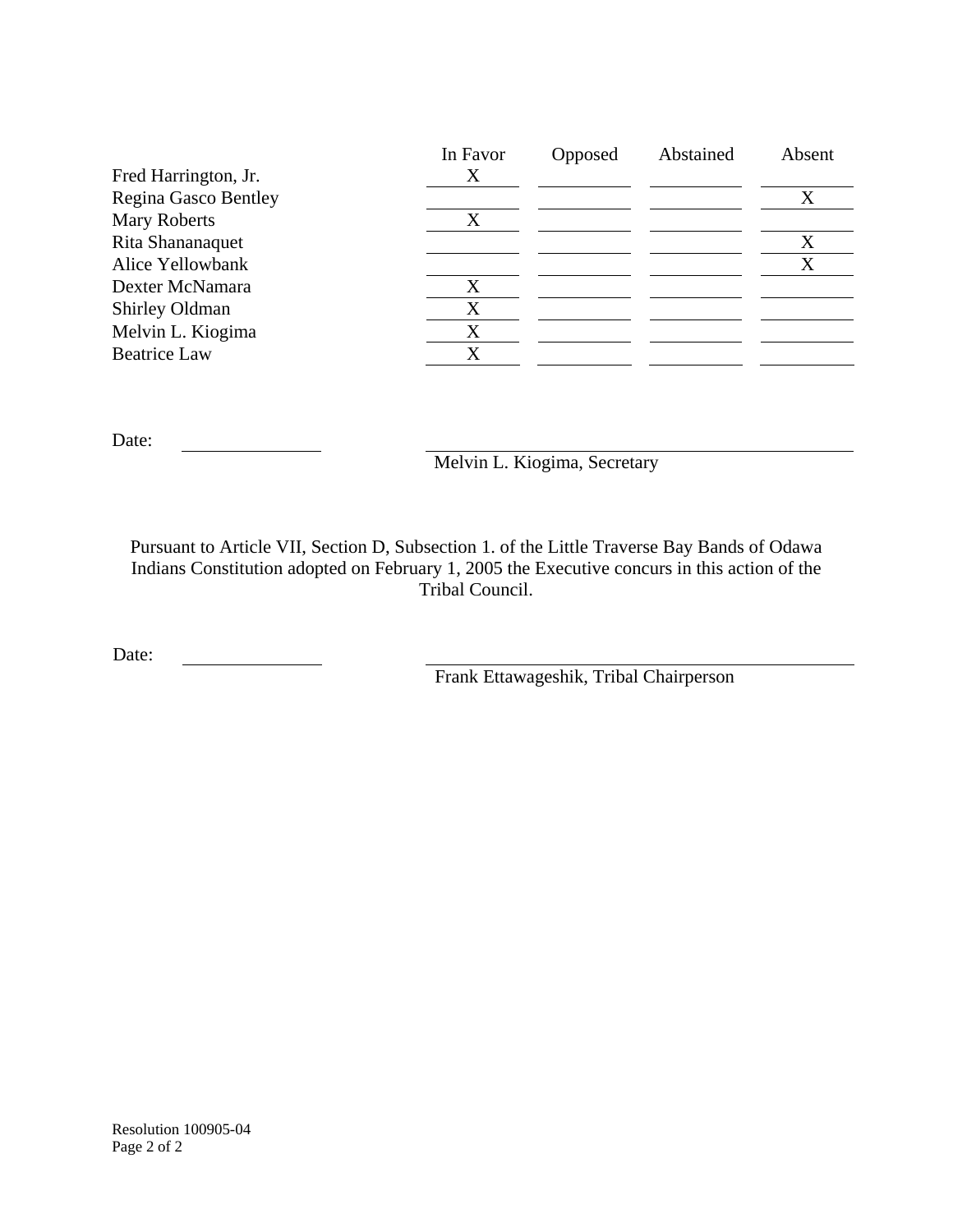| | In Favor | Opposed | Abstained | Absent |
|---|---|---|---|---|
| Fred Harrington, Jr. | X | | | |
| Regina Gasco Bentley | | | | X |
| Mary Roberts | X | | | |
| Rita Shananaquet | | | | X |
| Alice Yellowbank | | | | X |
| Dexter McNamara | X | | | |
| Shirley Oldman | X | | | |
| Melvin L. Kiogima | X | | | |
| Beatrice Law | X | | | |

Date: \_\_\_\_\_\_\_\_\_\_\_\_\_\_\_

\_\_\_\_\_\_\_\_\_\_\_\_\_\_\_\_\_\_\_\_\_\_\_\_\_\_\_\_\_\_\_\_\_\_\_\_\_\_\_\_

Melvin L. Kiogima, Secretary

Pursuant to Article VII, Section D, Subsection 1. of the Little Traverse Bay Bands of Odawa Indians Constitution adopted on February 1, 2005 the Executive concurs in this action of the Tribal Council.

Date: \_\_\_\_\_\_\_\_\_\_\_\_\_\_\_

\_\_\_\_\_\_\_\_\_\_\_\_\_\_\_\_\_\_\_\_\_\_\_\_\_\_\_\_\_\_\_\_\_\_\_\_\_\_\_\_

Frank Ettawageshik, Tribal Chairperson

Resolution 100905-04